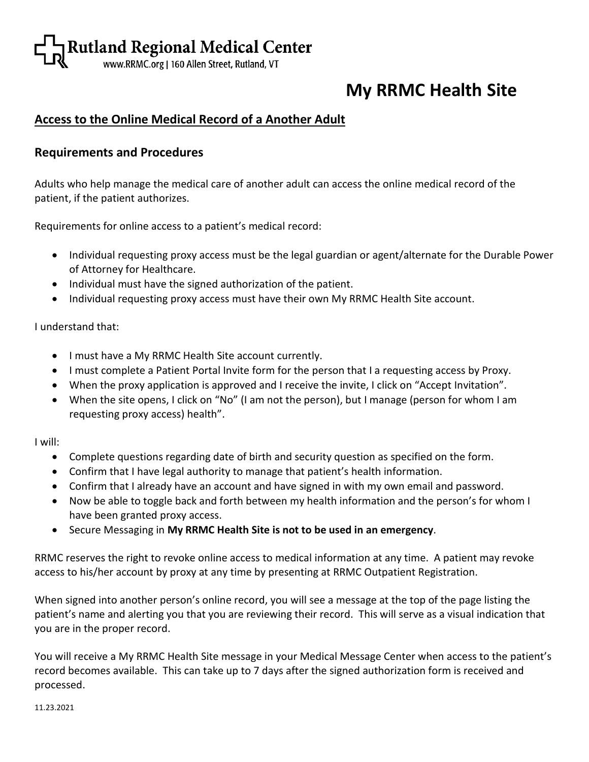Rutland Regional Medical Center
www.RRMC.org | 160 Allen Street, Rutland, VT

# My RRMC Health Site

## Access to the Online Medical Record of a Another Adult

### Requirements and Procedures

Adults who help manage the medical care of another adult can access the online medical record of the patient, if the patient authorizes.

Requirements for online access to a patient's medical record:

- Individual requesting proxy access must be the legal guardian or agent/alternate for the Durable Power of Attorney for Healthcare.
- Individual must have the signed authorization of the patient.
- Individual requesting proxy access must have their own My RRMC Health Site account.

I understand that:

- I must have a My RRMC Health Site account currently.
- I must complete a Patient Portal Invite form for the person that I a requesting access by Proxy.
- When the proxy application is approved and I receive the invite, I click on "Accept Invitation".
- When the site opens, I click on "No" (I am not the person), but I manage (person for whom I am requesting proxy access) health".

I will:

- Complete questions regarding date of birth and security question as specified on the form.
- Confirm that I have legal authority to manage that patient's health information.
- Confirm that I already have an account and have signed in with my own email and password.
- Now be able to toggle back and forth between my health information and the person's for whom I have been granted proxy access.
- Secure Messaging in **My RRMC Health Site is not to be used in an emergency**.

RRMC reserves the right to revoke online access to medical information at any time. A patient may revoke access to his/her account by proxy at any time by presenting at RRMC Outpatient Registration.

When signed into another person's online record, you will see a message at the top of the page listing the patient's name and alerting you that you are reviewing their record. This will serve as a visual indication that you are in the proper record.

You will receive a My RRMC Health Site message in your Medical Message Center when access to the patient's record becomes available. This can take up to 7 days after the signed authorization form is received and processed.

11.23.2021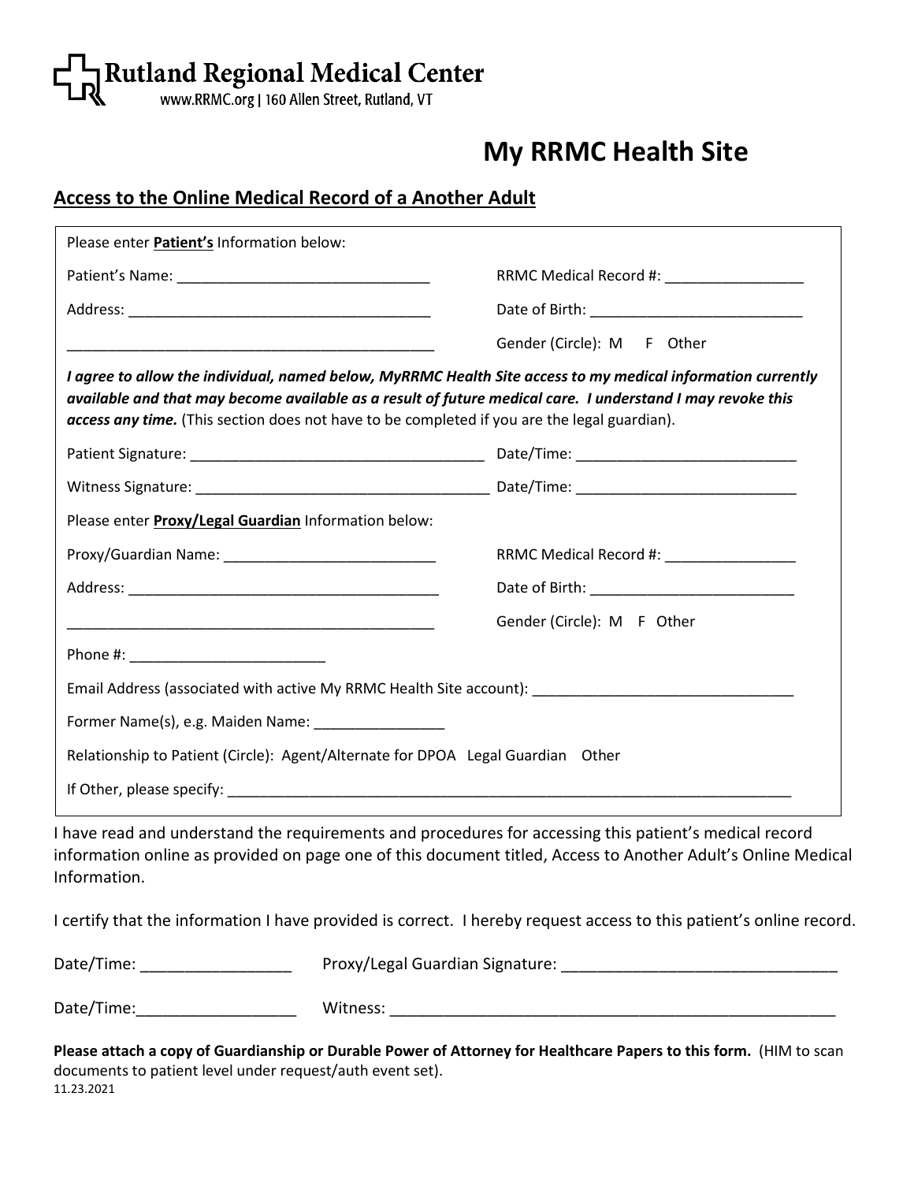Rutland Regional Medical Center

www.RRMC.org | 160 Allen Street, Rutland, VT

# My RRMC Health Site

## Access to the Online Medical Record of a Another Adult

Please enter **Patient's** Information below:

Patient's Name: _______________________________ RRMC Medical Record #: _________________

Address: _____________________________________ Date of Birth: ___________________________

_____________________________________________ Gender (Circle): M F Other

***I agree to allow the individual, named below, MyRRMC Health Site access to my medical information currently available and that may become available as a result of future medical care. I understand I may revoke this access any time.*** (This section does not have to be completed if you are the legal guardian).

Patient Signature: ____________________________________ Date/Time: ___________________________

Witness Signature: ____________________________________ Date/Time: ___________________________

Please enter **Proxy/Legal Guardian** Information below:

Proxy/Guardian Name: __________________________ RRMC Medical Record #: ________________

Address: _______________________________________ Date of Birth: _________________________

_____________________________________________ Gender (Circle): M F Other

Phone #: ________________________

Email Address (associated with active My RRMC Health Site account): ________________________________

Former Name(s), e.g. Maiden Name: ________________

Relationship to Patient (Circle): Agent/Alternate for DPOA Legal Guardian Other

If Other, please specify: _________________________________________________________________________

I have read and understand the requirements and procedures for accessing this patient's medical record information online as provided on page one of this document titled, Access to Another Adult's Online Medical Information.

I certify that the information I have provided is correct. I hereby request access to this patient's online record.

Date/Time: _________________ Proxy/Legal Guardian Signature: _______________________________

Date/Time: __________________ Witness: ______________________________________________________

**Please attach a copy of Guardianship or Durable Power of Attorney for Healthcare Papers to this form.** (HIM to scan documents to patient level under request/auth event set).

11.23.2021